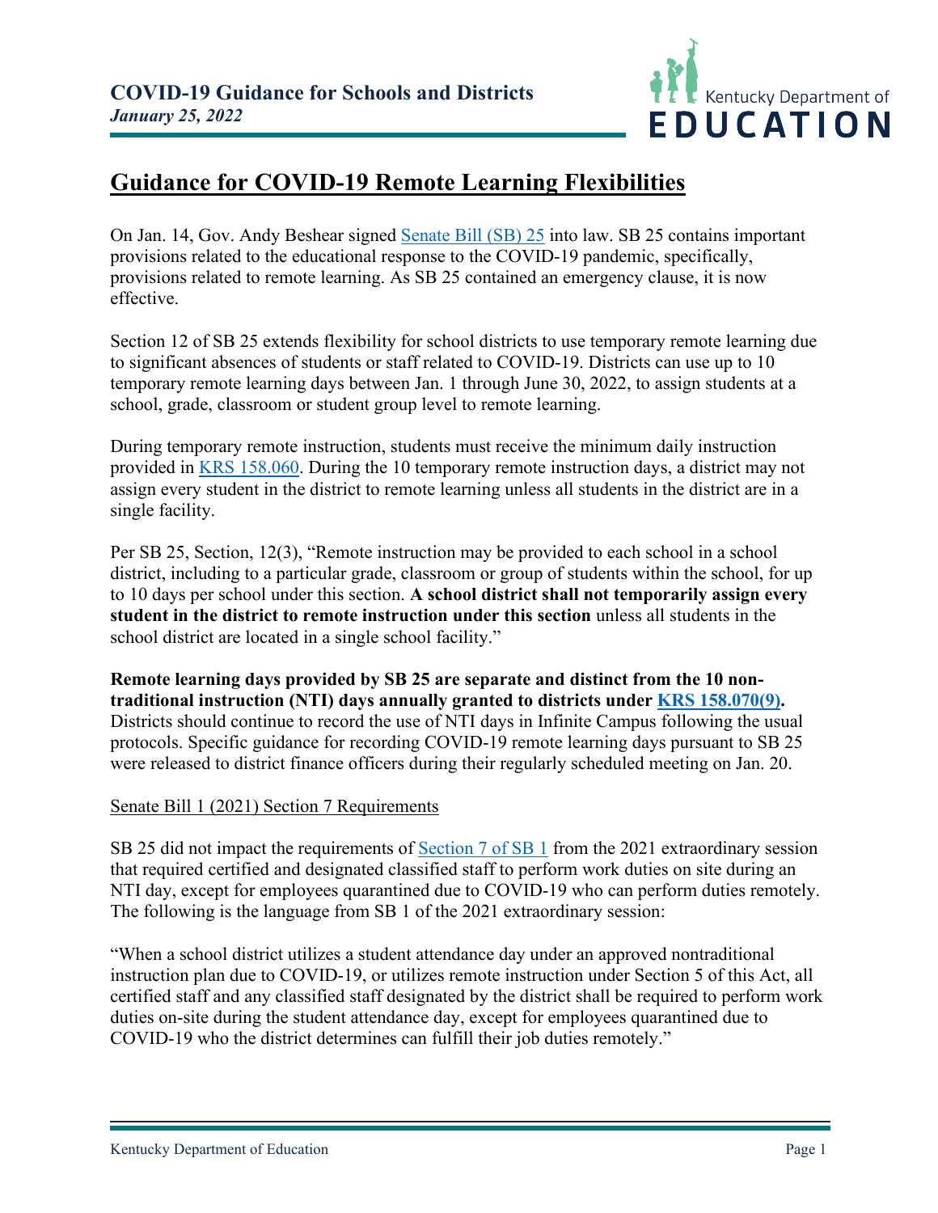**COVID-19 Guidance for Schools and Districts**
***January 25, 2022***

Kentucky Department of EDUCATION

# Guidance for COVID-19 Remote Learning Flexibilities

On Jan. 14, Gov. Andy Beshear signed Senate Bill (SB) 25 into law. SB 25 contains important provisions related to the educational response to the COVID-19 pandemic, specifically, provisions related to remote learning. As SB 25 contained an emergency clause, it is now effective.

Section 12 of SB 25 extends flexibility for school districts to use temporary remote learning due to significant absences of students or staff related to COVID-19. Districts can use up to 10 temporary remote learning days between Jan. 1 through June 30, 2022, to assign students at a school, grade, classroom or student group level to remote learning.

During temporary remote instruction, students must receive the minimum daily instruction provided in KRS 158.060. During the 10 temporary remote instruction days, a district may not assign every student in the district to remote learning unless all students in the district are in a single facility.

Per SB 25, Section, 12(3), "Remote instruction may be provided to each school in a school district, including to a particular grade, classroom or group of students within the school, for up to 10 days per school under this section. **A school district shall not temporarily assign every student in the district to remote instruction under this section** unless all students in the school district are located in a single school facility."

**Remote learning days provided by SB 25 are separate and distinct from the 10 non-traditional instruction (NTI) days annually granted to districts under KRS 158.070(9).** Districts should continue to record the use of NTI days in Infinite Campus following the usual protocols. Specific guidance for recording COVID-19 remote learning days pursuant to SB 25 were released to district finance officers during their regularly scheduled meeting on Jan. 20.

## Senate Bill 1 (2021) Section 7 Requirements

SB 25 did not impact the requirements of Section 7 of SB 1 from the 2021 extraordinary session that required certified and designated classified staff to perform work duties on site during an NTI day, except for employees quarantined due to COVID-19 who can perform duties remotely. The following is the language from SB 1 of the 2021 extraordinary session:

"When a school district utilizes a student attendance day under an approved nontraditional instruction plan due to COVID-19, or utilizes remote instruction under Section 5 of this Act, all certified staff and any classified staff designated by the district shall be required to perform work duties on-site during the student attendance day, except for employees quarantined due to COVID-19 who the district determines can fulfill their job duties remotely."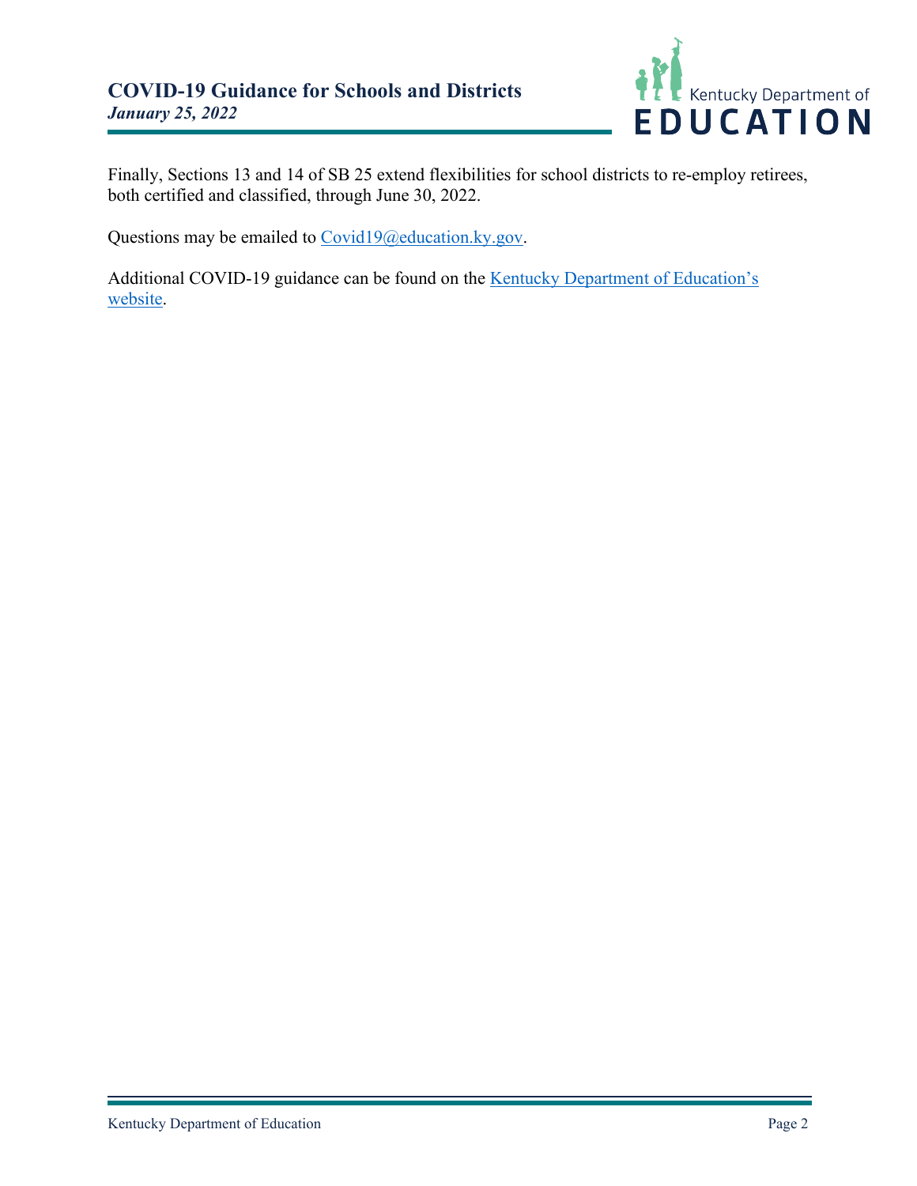Finally, Sections 13 and 14 of SB 25 extend flexibilities for school districts to re-employ retirees, both certified and classified, through June 30, 2022.

Questions may be emailed to Covid19@education.ky.gov.

Additional COVID-19 guidance can be found on the Kentucky Department of Education's website.